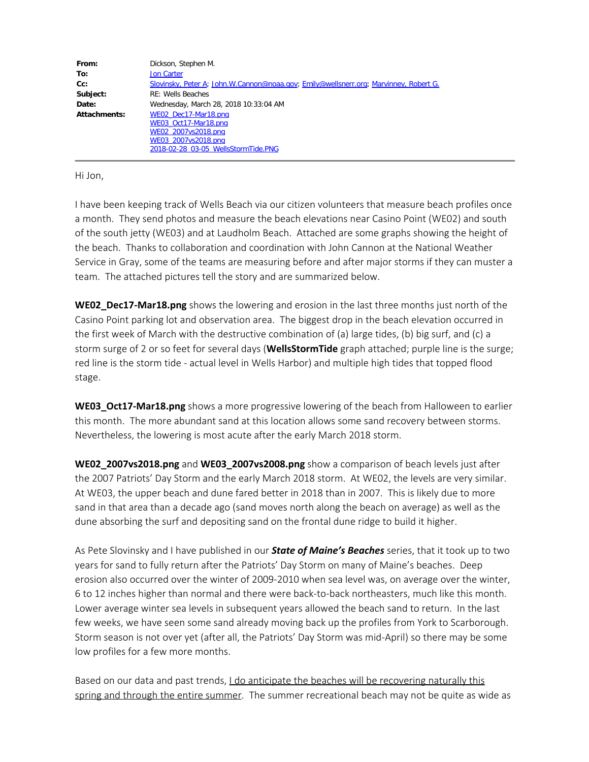| | |
|---|---|
| **From:** | Dickson, Stephen M. |
| **To:** | Jon Carter |
| **Cc:** | Slovinsky, Peter A; John.W.Cannon@noaa.gov; Emily@wellsnerr.org; Marvinney, Robert G. |
| **Subject:** | RE: Wells Beaches |
| **Date:** | Wednesday, March 28, 2018 10:33:04 AM |
| **Attachments:** | WE02_Dec17-Mar18.png<br>WE03_Oct17-Mar18.png<br>WE02_2007vs2018.png<br>WE03_2007vs2018.png<br>2018-02-28_03-05_WellsStormTide.PNG |

Hi Jon,

I have been keeping track of Wells Beach via our citizen volunteers that measure beach profiles once a month. They send photos and measure the beach elevations near Casino Point (WE02) and south of the south jetty (WE03) and at Laudholm Beach. Attached are some graphs showing the height of the beach. Thanks to collaboration and coordination with John Cannon at the National Weather Service in Gray, some of the teams are measuring before and after major storms if they can muster a team. The attached pictures tell the story and are summarized below.

**WE02_Dec17-Mar18.png** shows the lowering and erosion in the last three months just north of the Casino Point parking lot and observation area. The biggest drop in the beach elevation occurred in the first week of March with the destructive combination of (a) large tides, (b) big surf, and (c) a storm surge of 2 or so feet for several days (**WellsStormTide** graph attached; purple line is the surge; red line is the storm tide - actual level in Wells Harbor) and multiple high tides that topped flood stage.

**WE03_Oct17-Mar18.png** shows a more progressive lowering of the beach from Halloween to earlier this month. The more abundant sand at this location allows some sand recovery between storms. Nevertheless, the lowering is most acute after the early March 2018 storm.

**WE02_2007vs2018.png** and **WE03_2007vs2008.png** show a comparison of beach levels just after the 2007 Patriots' Day Storm and the early March 2018 storm. At WE02, the levels are very similar. At WE03, the upper beach and dune fared better in 2018 than in 2007. This is likely due to more sand in that area than a decade ago (sand moves north along the beach on average) as well as the dune absorbing the surf and depositing sand on the frontal dune ridge to build it higher.

As Pete Slovinsky and I have published in our ***State of Maine's Beaches*** series, that it took up to two years for sand to fully return after the Patriots' Day Storm on many of Maine's beaches. Deep erosion also occurred over the winter of 2009-2010 when sea level was, on average over the winter, 6 to 12 inches higher than normal and there were back-to-back northeasters, much like this month. Lower average winter sea levels in subsequent years allowed the beach sand to return. In the last few weeks, we have seen some sand already moving back up the profiles from York to Scarborough. Storm season is not over yet (after all, the Patriots' Day Storm was mid-April) so there may be some low profiles for a few more months.

Based on our data and past trends, <u>I do anticipate the beaches will be recovering naturally this spring and through the entire summer</u>. The summer recreational beach may not be quite as wide as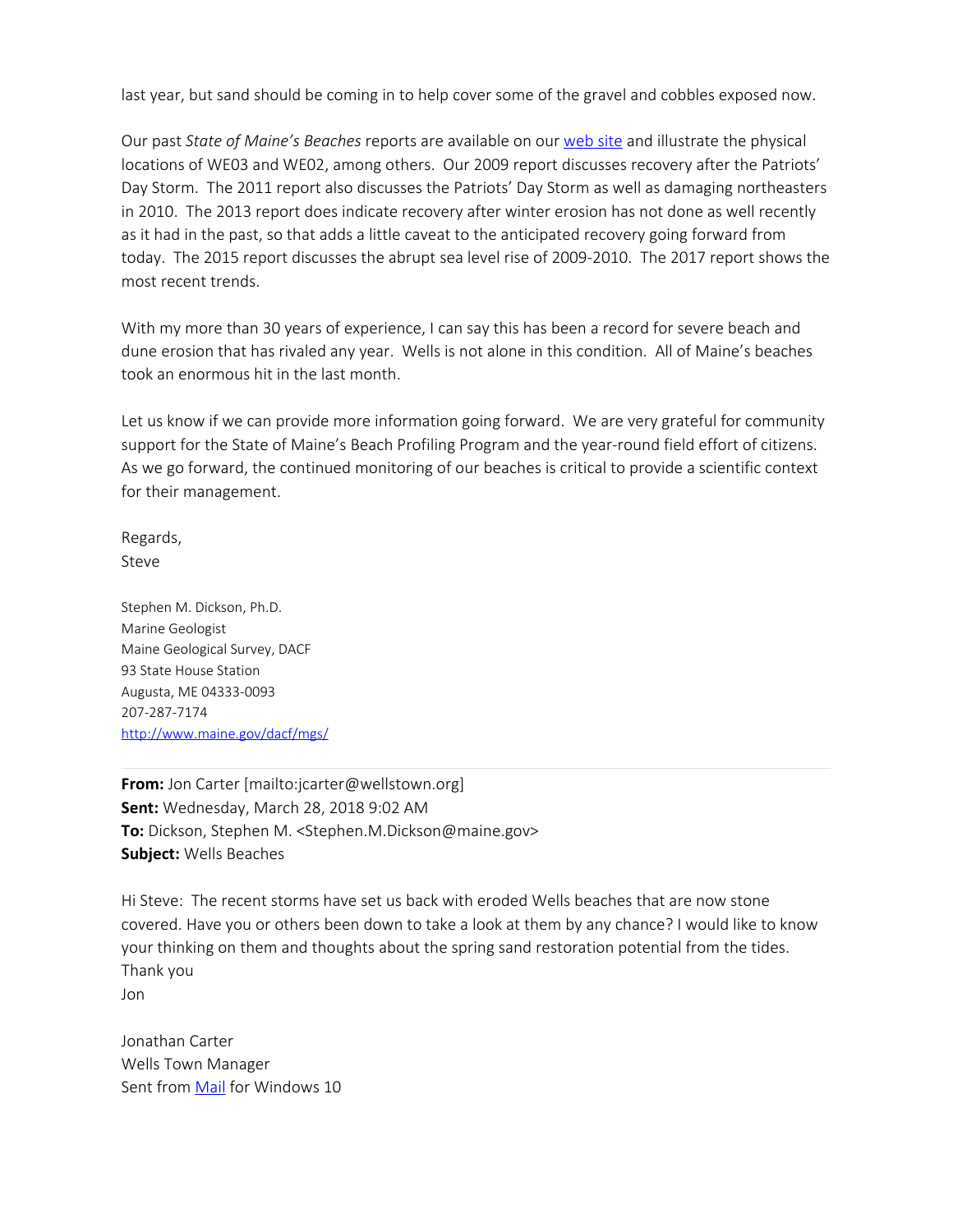last year, but sand should be coming in to help cover some of the gravel and cobbles exposed now.

Our past *State of Maine's Beaches* reports are available on our [web site](#) and illustrate the physical locations of WE03 and WE02, among others. Our 2009 report discusses recovery after the Patriots' Day Storm. The 2011 report also discusses the Patriots' Day Storm as well as damaging northeasters in 2010. The 2013 report does indicate recovery after winter erosion has not done as well recently as it had in the past, so that adds a little caveat to the anticipated recovery going forward from today. The 2015 report discusses the abrupt sea level rise of 2009-2010. The 2017 report shows the most recent trends.

With my more than 30 years of experience, I can say this has been a record for severe beach and dune erosion that has rivaled any year. Wells is not alone in this condition. All of Maine's beaches took an enormous hit in the last month.

Let us know if we can provide more information going forward. We are very grateful for community support for the State of Maine's Beach Profiling Program and the year-round field effort of citizens. As we go forward, the continued monitoring of our beaches is critical to provide a scientific context for their management.

Regards,
Steve

Stephen M. Dickson, Ph.D.
Marine Geologist
Maine Geological Survey, DACF
93 State House Station
Augusta, ME 04333-0093
207-287-7174
http://www.maine.gov/dacf/mgs/

---

**From:** Jon Carter [mailto:jcarter@wellstown.org]
**Sent:** Wednesday, March 28, 2018 9:02 AM
**To:** Dickson, Stephen M. <Stephen.M.Dickson@maine.gov>
**Subject:** Wells Beaches

Hi Steve: The recent storms have set us back with eroded Wells beaches that are now stone covered. Have you or others been down to take a look at them by any chance? I would like to know your thinking on them and thoughts about the spring sand restoration potential from the tides.
Thank you
Jon

Jonathan Carter
Wells Town Manager
Sent from [Mail](#) for Windows 10